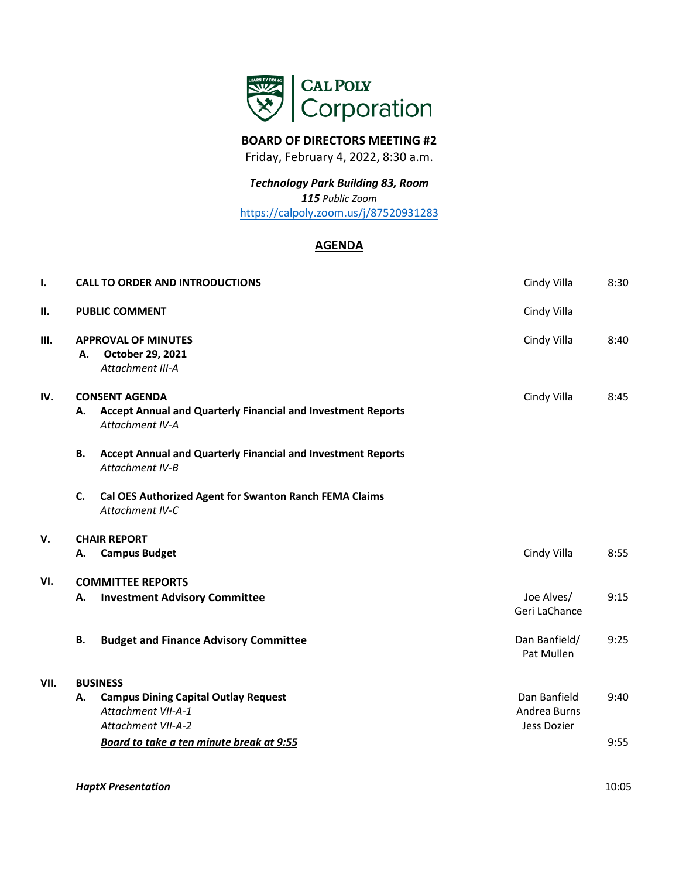**BOARD OF DIRECTORS MEETING #2**

Friday, February 4, 2022, 8:30 a.m.

***Technology Park Building 83, Room 115*** *Public Zoom*

https://calpoly.zoom.us/j/87520931283

## AGENDA

| | | | |
|---|---|---|---|
| **I.** | **CALL TO ORDER AND INTRODUCTIONS** | Cindy Villa | 8:30 |
| **II.** | **PUBLIC COMMENT** | Cindy Villa | |
| **III.** | **APPROVAL OF MINUTES**<br>**A. October 29, 2021**<br>*Attachment III-A* | Cindy Villa | 8:40 |
| **IV.** | **CONSENT AGENDA**<br>**A. Accept Annual and Quarterly Financial and Investment Reports**<br>*Attachment IV-A* | Cindy Villa | 8:45 |
| | **B. Accept Annual and Quarterly Financial and Investment Reports**<br>*Attachment IV-B* | | |
| | **C. Cal OES Authorized Agent for Swanton Ranch FEMA Claims**<br>*Attachment IV-C* | | |
| **V.** | **CHAIR REPORT**<br>**A. Campus Budget** | Cindy Villa | 8:55 |
| **VI.** | **COMMITTEE REPORTS**<br>**A. Investment Advisory Committee** | Joe Alves/<br>Geri LaChance | 9:15 |
| | **B. Budget and Finance Advisory Committee** | Dan Banfield/<br>Pat Mullen | 9:25 |
| **VII.** | **BUSINESS**<br>**A. Campus Dining Capital Outlay Request**<br>*Attachment VII-A-1*<br>*Attachment VII-A-2* | Dan Banfield<br>Andrea Burns<br>Jess Dozier | 9:40 |
| | ***Board to take a ten minute break at 9:55*** | | 9:55 |
| | ***HaptX Presentation*** | | 10:05 |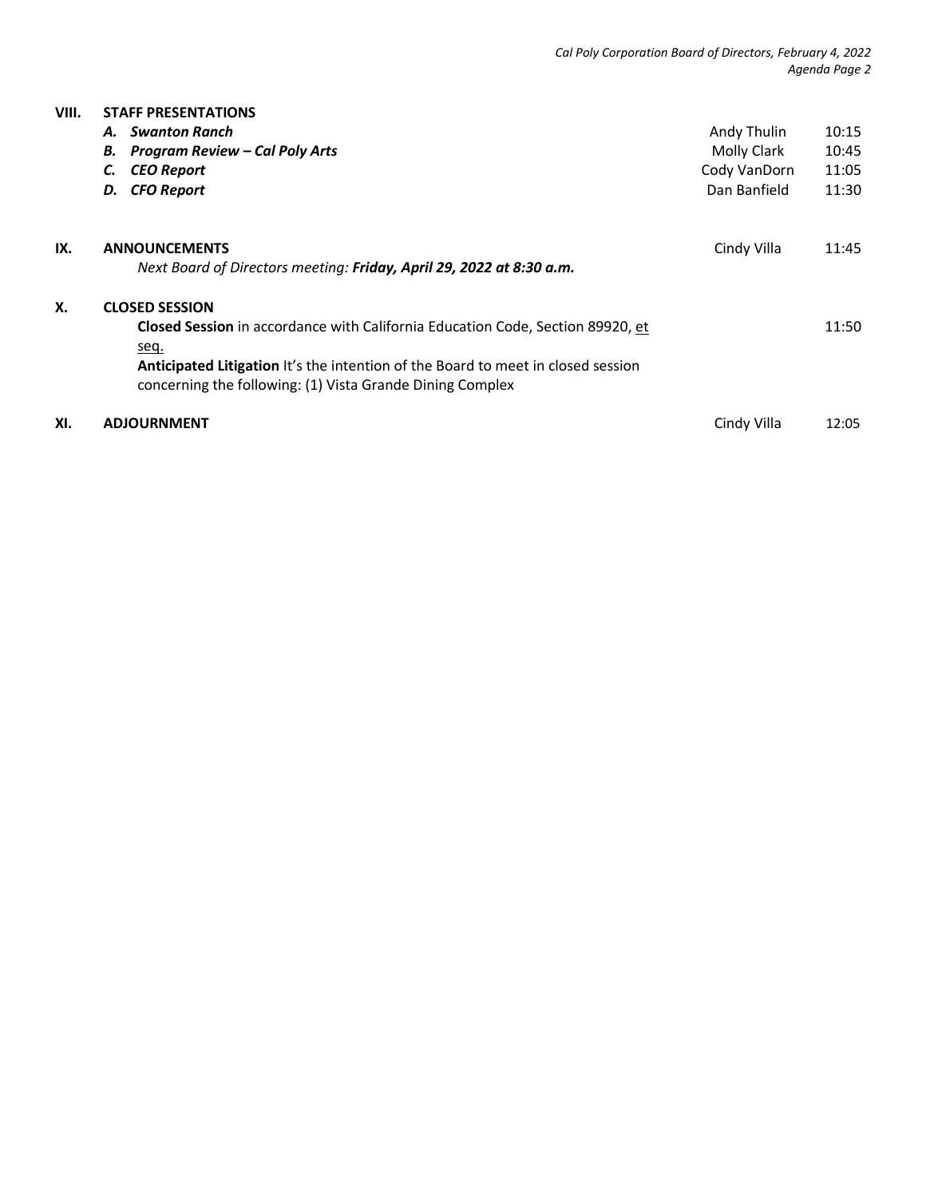| | | | |
|---|---|---|---|
| **VIII.** | **STAFF PRESENTATIONS** | | |
| | ***A. Swanton Ranch*** | Andy Thulin | 10:15 |
| | ***B. Program Review – Cal Poly Arts*** | Molly Clark | 10:45 |
| | ***C. CEO Report*** | Cody VanDorn | 11:05 |
| | ***D. CFO Report*** | Dan Banfield | 11:30 |
| **IX.** | **ANNOUNCEMENTS** | Cindy Villa | 11:45 |
| | *Next Board of Directors meeting:* ***Friday, April 29, 2022 at 8:30 a.m.*** | | |
| **X.** | **CLOSED SESSION** | | |
| | **Closed Session** in accordance with California Education Code, Section 89920, et seq. | | 11:50 |
| | **Anticipated Litigation** It's the intention of the Board to meet in closed session concerning the following: (1) Vista Grande Dining Complex | | |
| **XI.** | **ADJOURNMENT** | Cindy Villa | 12:05 |